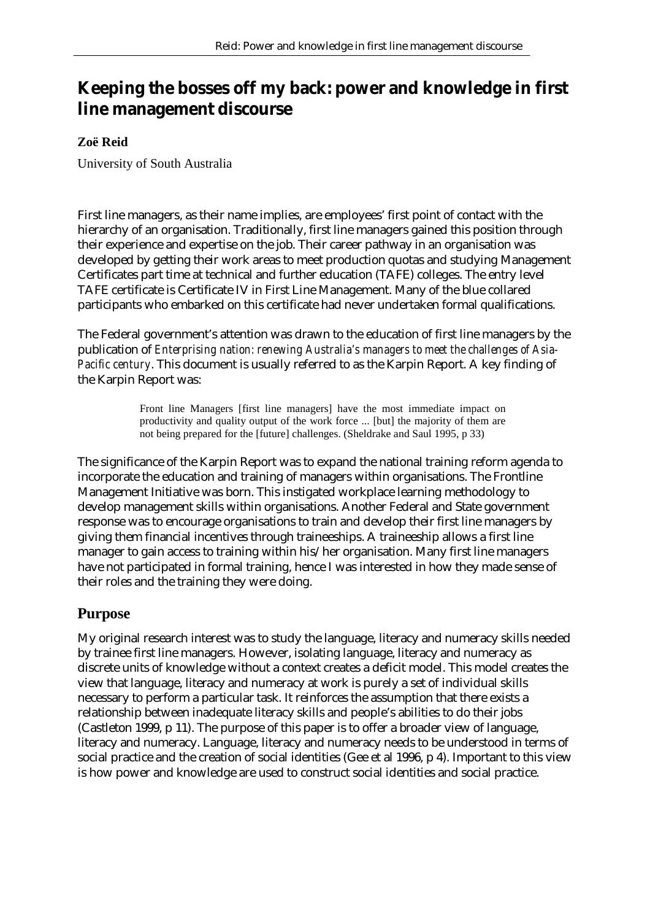# Keeping the bosses off my back: power and knowledge in first line management discourse

**Zoë Reid**

University of South Australia

First line managers, as their name implies, are employees' first point of contact with the hierarchy of an organisation. Traditionally, first line managers gained this position through their experience and expertise on the job. Their career pathway in an organisation was developed by getting their work areas to meet production quotas and studying Management Certificates part time at technical and further education (TAFE) colleges. The entry level TAFE certificate is Certificate IV in First Line Management. Many of the blue collared participants who embarked on this certificate had never undertaken formal qualifications.

The Federal government's attention was drawn to the education of first line managers by the publication of *Enterprising nation: renewing Australia's managers to meet the challenges of Asia-Pacific century*. This document is usually referred to as the Karpin Report. A key finding of the Karpin Report was:

> Front line Managers [first line managers] have the most immediate impact on productivity and quality output of the work force ... [but] the majority of them are not being prepared for the [future] challenges. (Sheldrake and Saul 1995, p 33)

The significance of the Karpin Report was to expand the national training reform agenda to incorporate the education and training of managers within organisations. The Frontline Management Initiative was born. This instigated workplace learning methodology to develop management skills within organisations. Another Federal and State government response was to encourage organisations to train and develop their first line managers by giving them financial incentives through traineeships. A traineeship allows a first line manager to gain access to training within his/her organisation. Many first line managers have not participated in formal training, hence I was interested in how they made sense of their roles and the training they were doing.

## Purpose

My original research interest was to study the language, literacy and numeracy skills needed by trainee first line managers. However, isolating language, literacy and numeracy as discrete units of knowledge without a context creates a deficit model. This model creates the view that language, literacy and numeracy at work is purely a set of individual skills necessary to perform a particular task. It reinforces the assumption that there exists a relationship between inadequate literacy skills and people's abilities to do their jobs (Castleton 1999, p 11). The purpose of this paper is to offer a broader view of language, literacy and numeracy. Language, literacy and numeracy needs to be understood in terms of social practice and the creation of social identities (Gee et al 1996, p 4). Important to this view is how power and knowledge are used to construct social identities and social practice.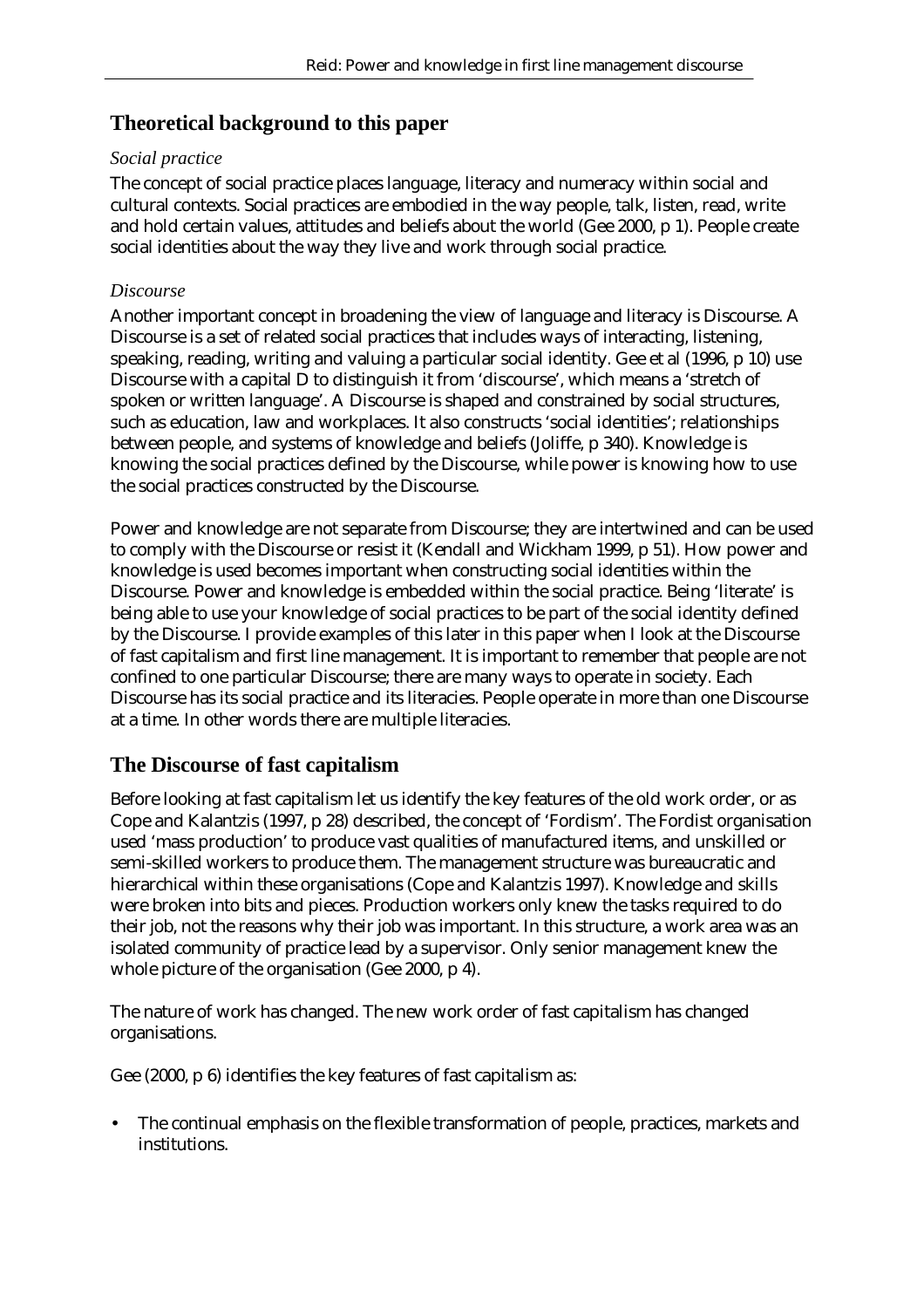## Theoretical background to this paper

### *Social practice*

The concept of social practice places language, literacy and numeracy within social and cultural contexts. Social practices are embodied in the way people, talk, listen, read, write and hold certain values, attitudes and beliefs about the world (Gee 2000, p 1). People create social identities about the way they live and work through social practice.

### *Discourse*

Another important concept in broadening the view of language and literacy is Discourse. A Discourse is a set of related social practices that includes ways of interacting, listening, speaking, reading, writing and valuing a particular social identity. Gee et al (1996, p 10) use Discourse with a capital D to distinguish it from 'discourse', which means a 'stretch of spoken or written language'. A Discourse is shaped and constrained by social structures, such as education, law and workplaces. It also constructs 'social identities'; relationships between people, and systems of knowledge and beliefs (Joliffe, p 340). Knowledge is knowing the social practices defined by the Discourse, while power is knowing how to use the social practices constructed by the Discourse.

Power and knowledge are not separate from Discourse; they are intertwined and can be used to comply with the Discourse or resist it (Kendall and Wickham 1999, p 51). How power and knowledge is used becomes important when constructing social identities within the Discourse. Power and knowledge is embedded within the social practice. Being 'literate' is being able to use your knowledge of social practices to be part of the social identity defined by the Discourse. I provide examples of this later in this paper when I look at the Discourse of fast capitalism and first line management. It is important to remember that people are not confined to one particular Discourse; there are many ways to operate in society. Each Discourse has its social practice and its literacies. People operate in more than one Discourse at a time. In other words there are multiple literacies.

## The Discourse of fast capitalism

Before looking at fast capitalism let us identify the key features of the old work order, or as Cope and Kalantzis (1997, p 28) described, the concept of 'Fordism'. The Fordist organisation used 'mass production' to produce vast qualities of manufactured items, and unskilled or semi-skilled workers to produce them. The management structure was bureaucratic and hierarchical within these organisations (Cope and Kalantzis 1997). Knowledge and skills were broken into bits and pieces. Production workers only knew the tasks required to do their job, not the reasons why their job was important. In this structure, a work area was an isolated community of practice lead by a supervisor. Only senior management knew the whole picture of the organisation (Gee 2000, p 4).

The nature of work has changed. The new work order of fast capitalism has changed organisations.

Gee (2000, p 6) identifies the key features of fast capitalism as:

- The continual emphasis on the flexible transformation of people, practices, markets and institutions.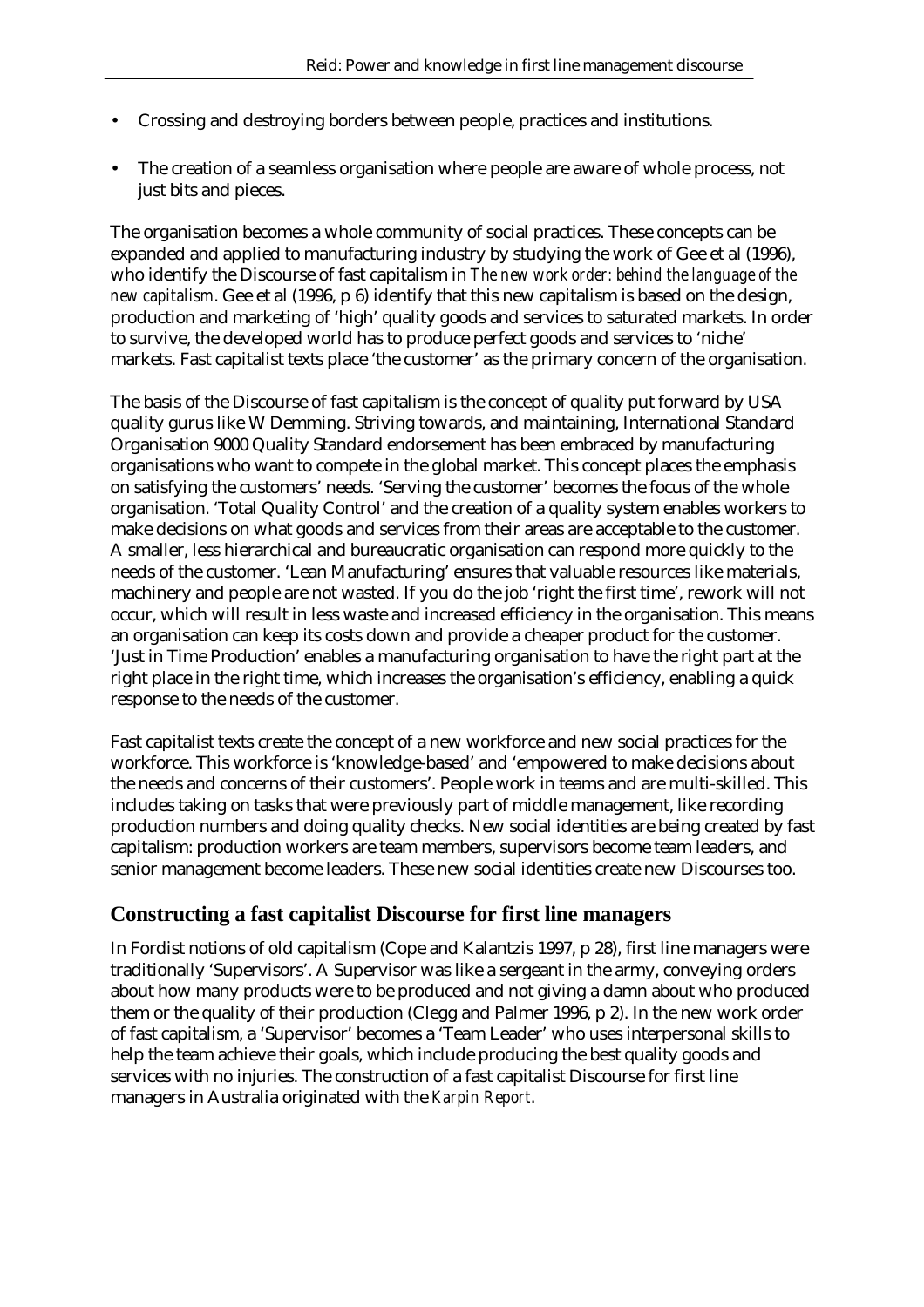- Crossing and destroying borders between people, practices and institutions.
- The creation of a seamless organisation where people are aware of whole process, not just bits and pieces.

The organisation becomes a whole community of social practices. These concepts can be expanded and applied to manufacturing industry by studying the work of Gee et al (1996), who identify the Discourse of fast capitalism in *The new work order: behind the language of the new capitalism*. Gee et al (1996, p 6) identify that this new capitalism is based on the design, production and marketing of 'high' quality goods and services to saturated markets. In order to survive, the developed world has to produce perfect goods and services to 'niche' markets. Fast capitalist texts place 'the customer' as the primary concern of the organisation.

The basis of the Discourse of fast capitalism is the concept of quality put forward by USA quality gurus like W Demming. Striving towards, and maintaining, International Standard Organisation 9000 Quality Standard endorsement has been embraced by manufacturing organisations who want to compete in the global market. This concept places the emphasis on satisfying the customers' needs. 'Serving the customer' becomes the focus of the whole organisation. 'Total Quality Control' and the creation of a quality system enables workers to make decisions on what goods and services from their areas are acceptable to the customer. A smaller, less hierarchical and bureaucratic organisation can respond more quickly to the needs of the customer. 'Lean Manufacturing' ensures that valuable resources like materials, machinery and people are not wasted. If you do the job 'right the first time', rework will not occur, which will result in less waste and increased efficiency in the organisation. This means an organisation can keep its costs down and provide a cheaper product for the customer. 'Just in Time Production' enables a manufacturing organisation to have the right part at the right place in the right time, which increases the organisation's efficiency, enabling a quick response to the needs of the customer.

Fast capitalist texts create the concept of a new workforce and new social practices for the workforce. This workforce is 'knowledge-based' and 'empowered to make decisions about the needs and concerns of their customers'. People work in teams and are multi-skilled. This includes taking on tasks that were previously part of middle management, like recording production numbers and doing quality checks. New social identities are being created by fast capitalism: production workers are team members, supervisors become team leaders, and senior management become leaders. These new social identities create new Discourses too.

## Constructing a fast capitalist Discourse for first line managers

In Fordist notions of old capitalism (Cope and Kalantzis 1997, p 28), first line managers were traditionally 'Supervisors'. A Supervisor was like a sergeant in the army, conveying orders about how many products were to be produced and not giving a damn about who produced them or the quality of their production (Clegg and Palmer 1996, p 2). In the new work order of fast capitalism, a 'Supervisor' becomes a 'Team Leader' who uses interpersonal skills to help the team achieve their goals, which include producing the best quality goods and services with no injuries. The construction of a fast capitalist Discourse for first line managers in Australia originated with the *Karpin Report*.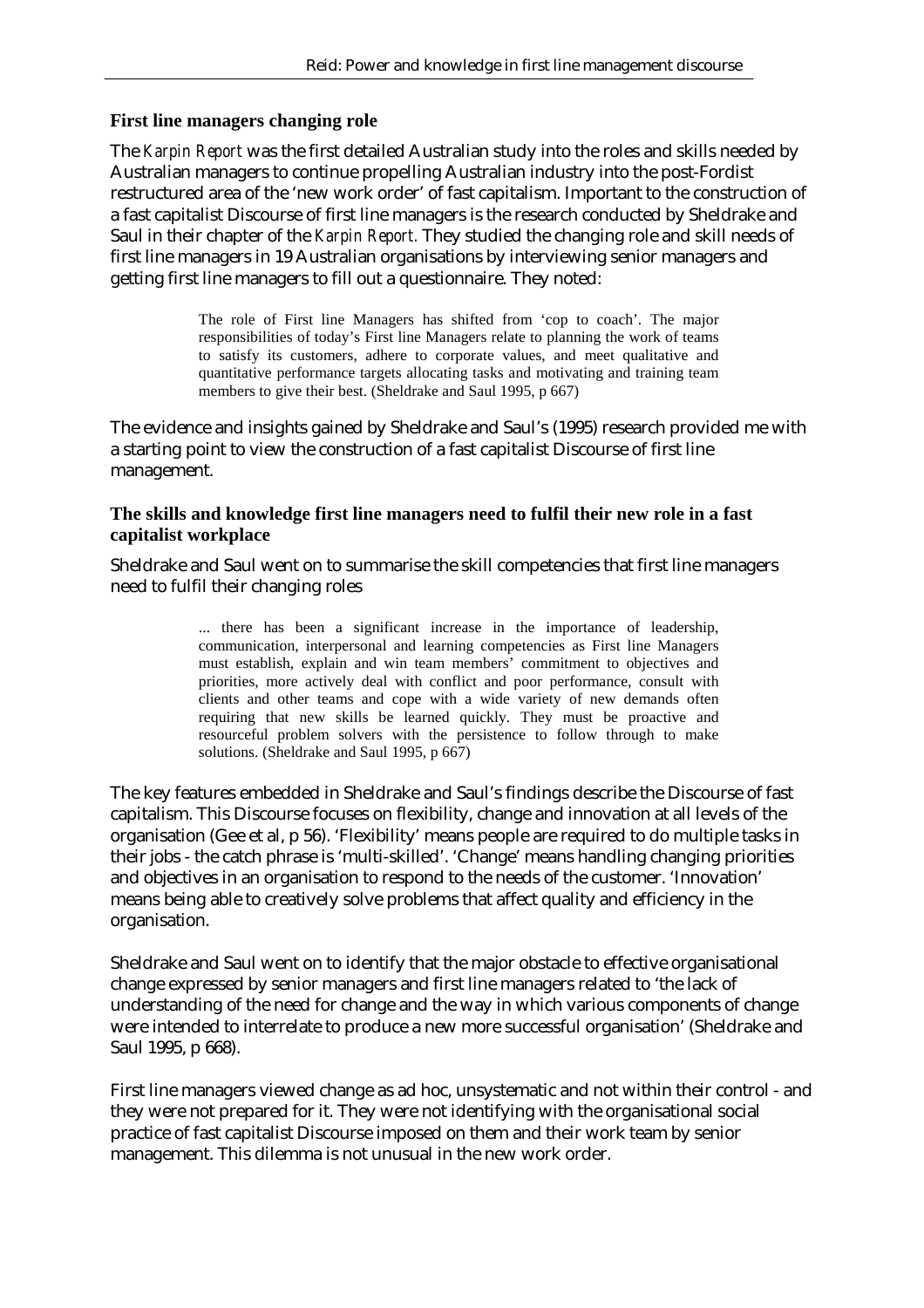### First line managers changing role

The *Karpin Report* was the first detailed Australian study into the roles and skills needed by Australian managers to continue propelling Australian industry into the post-Fordist restructured area of the 'new work order' of fast capitalism. Important to the construction of a fast capitalist Discourse of first line managers is the research conducted by Sheldrake and Saul in their chapter of the *Karpin Report*. They studied the changing role and skill needs of first line managers in 19 Australian organisations by interviewing senior managers and getting first line managers to fill out a questionnaire. They noted:

> The role of First line Managers has shifted from 'cop to coach'. The major responsibilities of today's First line Managers relate to planning the work of teams to satisfy its customers, adhere to corporate values, and meet qualitative and quantitative performance targets allocating tasks and motivating and training team members to give their best. (Sheldrake and Saul 1995, p 667)

The evidence and insights gained by Sheldrake and Saul's (1995) research provided me with a starting point to view the construction of a fast capitalist Discourse of first line management.

### The skills and knowledge first line managers need to fulfil their new role in a fast capitalist workplace

Sheldrake and Saul went on to summarise the skill competencies that first line managers need to fulfil their changing roles

> ... there has been a significant increase in the importance of leadership, communication, interpersonal and learning competencies as First line Managers must establish, explain and win team members' commitment to objectives and priorities, more actively deal with conflict and poor performance, consult with clients and other teams and cope with a wide variety of new demands often requiring that new skills be learned quickly. They must be proactive and resourceful problem solvers with the persistence to follow through to make solutions. (Sheldrake and Saul 1995, p 667)

The key features embedded in Sheldrake and Saul's findings describe the Discourse of fast capitalism. This Discourse focuses on flexibility, change and innovation at all levels of the organisation (Gee et al, p 56). 'Flexibility' means people are required to do multiple tasks in their jobs - the catch phrase is 'multi-skilled'. 'Change' means handling changing priorities and objectives in an organisation to respond to the needs of the customer. 'Innovation' means being able to creatively solve problems that affect quality and efficiency in the organisation.

Sheldrake and Saul went on to identify that the major obstacle to effective organisational change expressed by senior managers and first line managers related to 'the lack of understanding of the need for change and the way in which various components of change were intended to interrelate to produce a new more successful organisation' (Sheldrake and Saul 1995, p 668).

First line managers viewed change as ad hoc, unsystematic and not within their control - and they were not prepared for it. They were not identifying with the organisational social practice of fast capitalist Discourse imposed on them and their work team by senior management. This dilemma is not unusual in the new work order.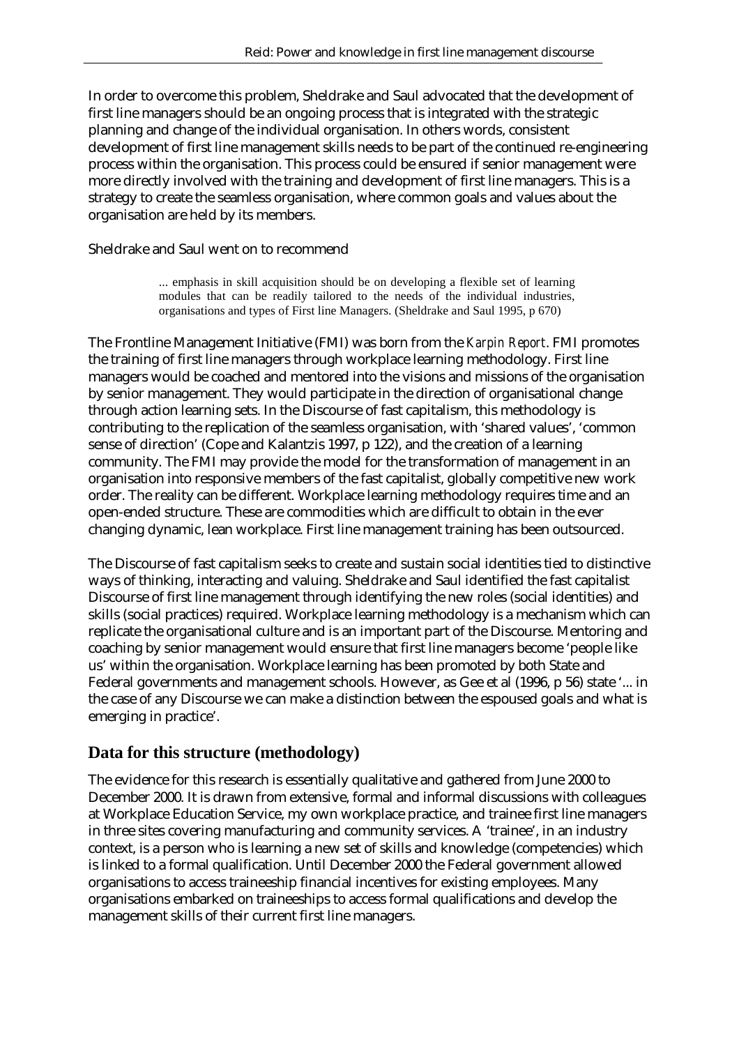In order to overcome this problem, Sheldrake and Saul advocated that the development of first line managers should be an ongoing process that is integrated with the strategic planning and change of the individual organisation. In others words, consistent development of first line management skills needs to be part of the continued re-engineering process within the organisation. This process could be ensured if senior management were more directly involved with the training and development of first line managers. This is a strategy to create the seamless organisation, where common goals and values about the organisation are held by its members.

Sheldrake and Saul went on to recommend

> ... emphasis in skill acquisition should be on developing a flexible set of learning modules that can be readily tailored to the needs of the individual industries, organisations and types of First line Managers. (Sheldrake and Saul 1995, p 670)

The Frontline Management Initiative (FMI) was born from the *Karpin Report*. FMI promotes the training of first line managers through workplace learning methodology. First line managers would be coached and mentored into the visions and missions of the organisation by senior management. They would participate in the direction of organisational change through action learning sets. In the Discourse of fast capitalism, this methodology is contributing to the replication of the seamless organisation, with 'shared values', 'common sense of direction' (Cope and Kalantzis 1997, p 122), and the creation of a learning community. The FMI may provide the model for the transformation of management in an organisation into responsive members of the fast capitalist, globally competitive new work order. The reality can be different. Workplace learning methodology requires time and an open-ended structure. These are commodities which are difficult to obtain in the ever changing dynamic, lean workplace. First line management training has been outsourced.

The Discourse of fast capitalism seeks to create and sustain social identities tied to distinctive ways of thinking, interacting and valuing. Sheldrake and Saul identified the fast capitalist Discourse of first line management through identifying the new roles (social identities) and skills (social practices) required. Workplace learning methodology is a mechanism which can replicate the organisational culture and is an important part of the Discourse. Mentoring and coaching by senior management would ensure that first line managers become 'people like us' within the organisation. Workplace learning has been promoted by both State and Federal governments and management schools. However, as Gee et al (1996, p 56) state '... in the case of any Discourse we can make a distinction between the espoused goals and what is emerging in practice'.

## Data for this structure (methodology)

The evidence for this research is essentially qualitative and gathered from June 2000 to December 2000. It is drawn from extensive, formal and informal discussions with colleagues at Workplace Education Service, my own workplace practice, and trainee first line managers in three sites covering manufacturing and community services. A 'trainee', in an industry context, is a person who is learning a new set of skills and knowledge (competencies) which is linked to a formal qualification. Until December 2000 the Federal government allowed organisations to access traineeship financial incentives for existing employees. Many organisations embarked on traineeships to access formal qualifications and develop the management skills of their current first line managers.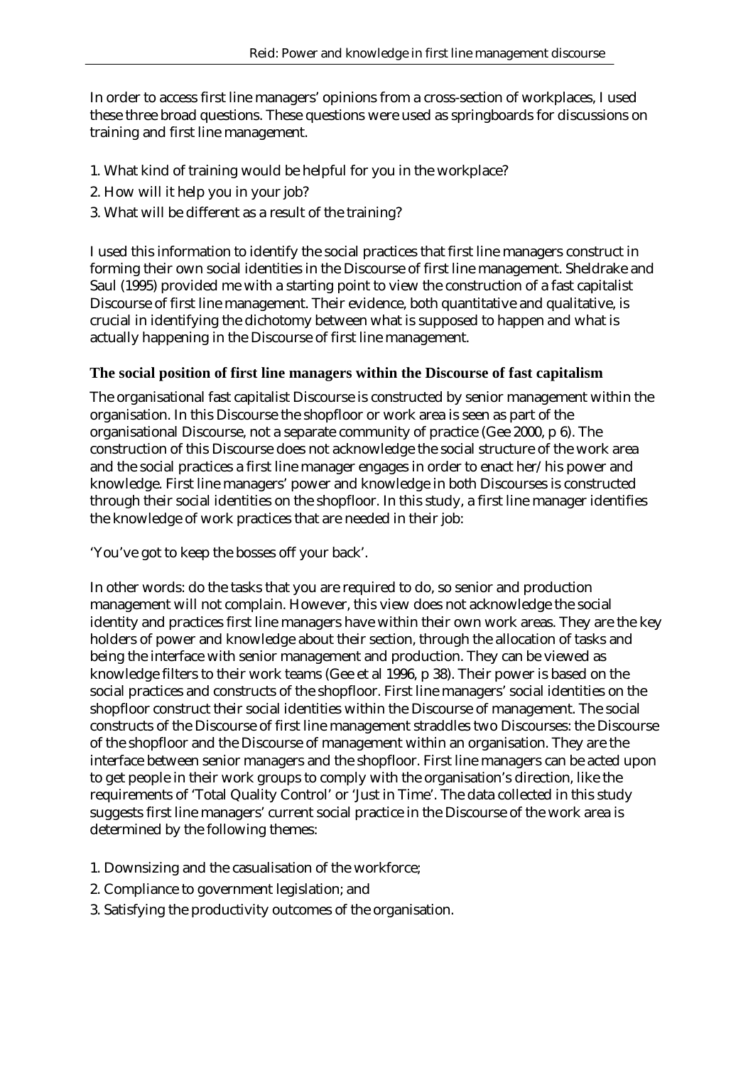In order to access first line managers' opinions from a cross-section of workplaces, I used these three broad questions. These questions were used as springboards for discussions on training and first line management.

1. What kind of training would be helpful for you in the workplace?
2. How will it help you in your job?
3. What will be different as a result of the training?

I used this information to identify the social practices that first line managers construct in forming their own social identities in the Discourse of first line management. Sheldrake and Saul (1995) provided me with a starting point to view the construction of a fast capitalist Discourse of first line management. Their evidence, both quantitative and qualitative, is crucial in identifying the dichotomy between what is supposed to happen and what is actually happening in the Discourse of first line management.

### The social position of first line managers within the Discourse of fast capitalism

The organisational fast capitalist Discourse is constructed by senior management within the organisation. In this Discourse the shopfloor or work area is seen as part of the organisational Discourse, not a separate community of practice (Gee 2000, p 6). The construction of this Discourse does not acknowledge the social structure of the work area and the social practices a first line manager engages in order to enact her/his power and knowledge. First line managers' power and knowledge in both Discourses is constructed through their social identities on the shopfloor. In this study, a first line manager identifies the knowledge of work practices that are needed in their job:

'You've got to keep the bosses off your back'.

In other words: do the tasks that you are required to do, so senior and production management will not complain. However, this view does not acknowledge the social identity and practices first line managers have within their own work areas. They are the key holders of power and knowledge about their section, through the allocation of tasks and being the interface with senior management and production. They can be viewed as knowledge filters to their work teams (Gee et al 1996, p 38). Their power is based on the social practices and constructs of the shopfloor. First line managers' social identities on the shopfloor construct their social identities within the Discourse of management. The social constructs of the Discourse of first line management straddles two Discourses: the Discourse of the shopfloor and the Discourse of management within an organisation. They are the interface between senior managers and the shopfloor. First line managers can be acted upon to get people in their work groups to comply with the organisation's direction, like the requirements of 'Total Quality Control' or 'Just in Time'. The data collected in this study suggests first line managers' current social practice in the Discourse of the work area is determined by the following themes:

1. Downsizing and the casualisation of the workforce;
2. Compliance to government legislation; and
3. Satisfying the productivity outcomes of the organisation.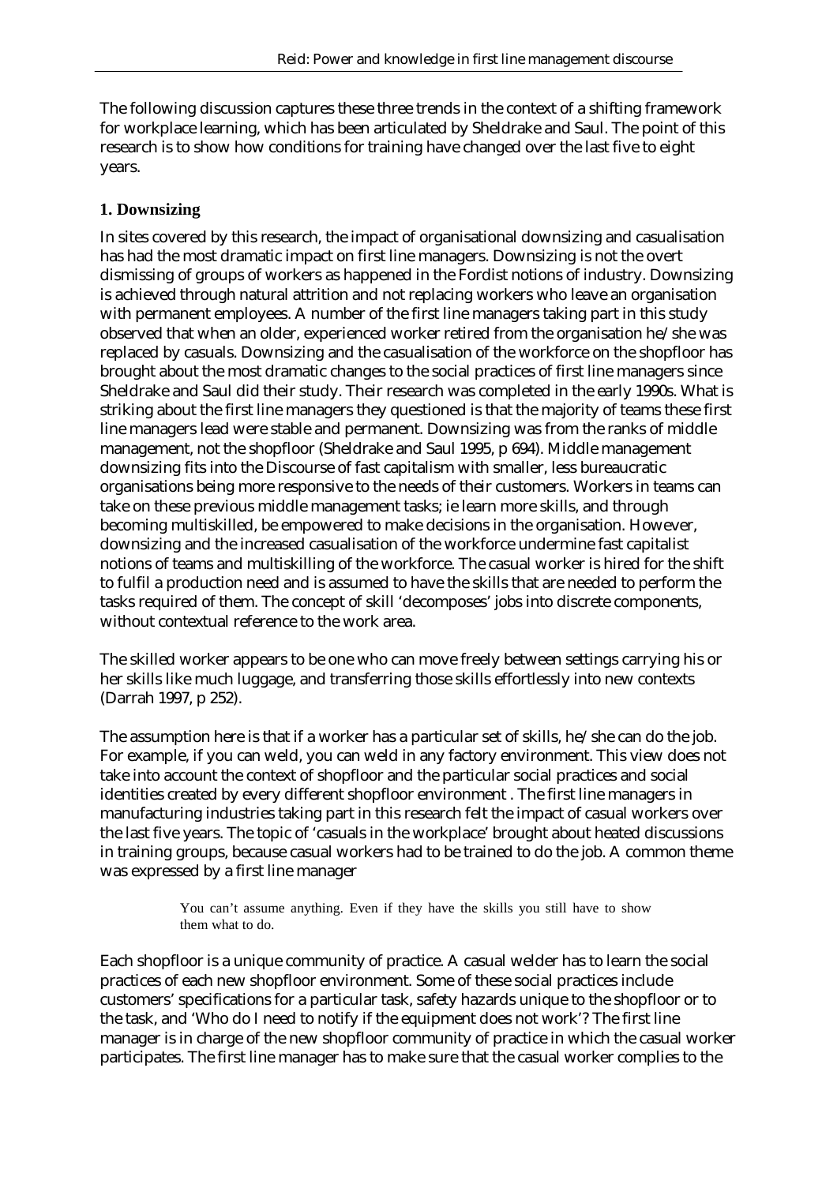The following discussion captures these three trends in the context of a shifting framework for workplace learning, which has been articulated by Sheldrake and Saul. The point of this research is to show how conditions for training have changed over the last five to eight years.

## 1. Downsizing

In sites covered by this research, the impact of organisational downsizing and casualisation has had the most dramatic impact on first line managers. Downsizing is not the overt dismissing of groups of workers as happened in the Fordist notions of industry. Downsizing is achieved through natural attrition and not replacing workers who leave an organisation with permanent employees. A number of the first line managers taking part in this study observed that when an older, experienced worker retired from the organisation he/she was replaced by casuals. Downsizing and the casualisation of the workforce on the shopfloor has brought about the most dramatic changes to the social practices of first line managers since Sheldrake and Saul did their study. Their research was completed in the early 1990s. What is striking about the first line managers they questioned is that the majority of teams these first line managers lead were stable and permanent. Downsizing was from the ranks of middle management, not the shopfloor (Sheldrake and Saul 1995, p 694). Middle management downsizing fits into the Discourse of fast capitalism with smaller, less bureaucratic organisations being more responsive to the needs of their customers. Workers in teams can take on these previous middle management tasks; ie learn more skills, and through becoming multiskilled, be empowered to make decisions in the organisation. However, downsizing and the increased casualisation of the workforce undermine fast capitalist notions of teams and multiskilling of the workforce. The casual worker is hired for the shift to fulfil a production need and is assumed to have the skills that are needed to perform the tasks required of them. The concept of skill 'decomposes' jobs into discrete components, without contextual reference to the work area.

The skilled worker appears to be one who can move freely between settings carrying his or her skills like much luggage, and transferring those skills effortlessly into new contexts (Darrah 1997, p 252).

The assumption here is that if a worker has a particular set of skills, he/she can do the job. For example, if you can weld, you can weld in any factory environment. This view does not take into account the context of shopfloor and the particular social practices and social identities created by every different shopfloor environment . The first line managers in manufacturing industries taking part in this research felt the impact of casual workers over the last five years. The topic of 'casuals in the workplace' brought about heated discussions in training groups, because casual workers had to be trained to do the job. A common theme was expressed by a first line manager

> You can't assume anything. Even if they have the skills you still have to show them what to do.

Each shopfloor is a unique community of practice. A casual welder has to learn the social practices of each new shopfloor environment. Some of these social practices include customers' specifications for a particular task, safety hazards unique to the shopfloor or to the task, and 'Who do I need to notify if the equipment does not work'? The first line manager is in charge of the new shopfloor community of practice in which the casual worker participates. The first line manager has to make sure that the casual worker complies to the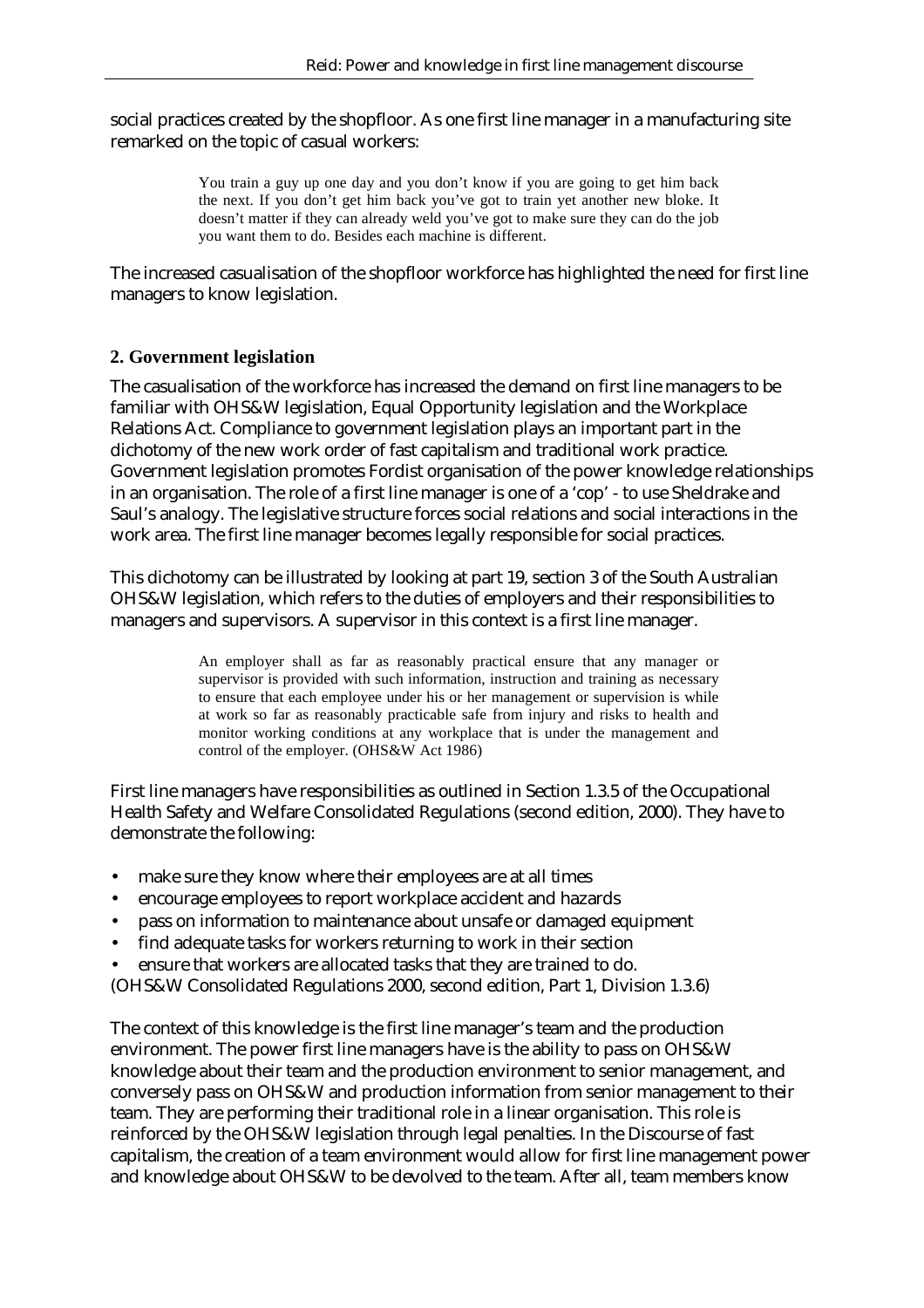social practices created by the shopfloor. As one first line manager in a manufacturing site remarked on the topic of casual workers:

> You train a guy up one day and you don't know if you are going to get him back the next. If you don't get him back you've got to train yet another new bloke. It doesn't matter if they can already weld you've got to make sure they can do the job you want them to do. Besides each machine is different.

The increased casualisation of the shopfloor workforce has highlighted the need for first line managers to know legislation.

## 2. Government legislation

The casualisation of the workforce has increased the demand on first line managers to be familiar with OHS&W legislation, Equal Opportunity legislation and the Workplace Relations Act. Compliance to government legislation plays an important part in the dichotomy of the new work order of fast capitalism and traditional work practice. Government legislation promotes Fordist organisation of the power knowledge relationships in an organisation. The role of a first line manager is one of a 'cop' - to use Sheldrake and Saul's analogy. The legislative structure forces social relations and social interactions in the work area. The first line manager becomes legally responsible for social practices.

This dichotomy can be illustrated by looking at part 19, section 3 of the South Australian OHS&W legislation, which refers to the duties of employers and their responsibilities to managers and supervisors. A supervisor in this context is a first line manager.

> An employer shall as far as reasonably practical ensure that any manager or supervisor is provided with such information, instruction and training as necessary to ensure that each employee under his or her management or supervision is while at work so far as reasonably practicable safe from injury and risks to health and monitor working conditions at any workplace that is under the management and control of the employer. (OHS&W Act 1986)

First line managers have responsibilities as outlined in Section 1.3.5 of the Occupational Health Safety and Welfare Consolidated Regulations (second edition, 2000). They have to demonstrate the following:

- make sure they know where their employees are at all times
- encourage employees to report workplace accident and hazards
- pass on information to maintenance about unsafe or damaged equipment
- find adequate tasks for workers returning to work in their section
- ensure that workers are allocated tasks that they are trained to do.

(OHS&W Consolidated Regulations 2000, second edition, Part 1, Division 1.3.6)

The context of this knowledge is the first line manager's team and the production environment. The power first line managers have is the ability to pass on OHS&W knowledge about their team and the production environment to senior management, and conversely pass on OHS&W and production information from senior management to their team. They are performing their traditional role in a linear organisation. This role is reinforced by the OHS&W legislation through legal penalties. In the Discourse of fast capitalism, the creation of a team environment would allow for first line management power and knowledge about OHS&W to be devolved to the team. After all, team members know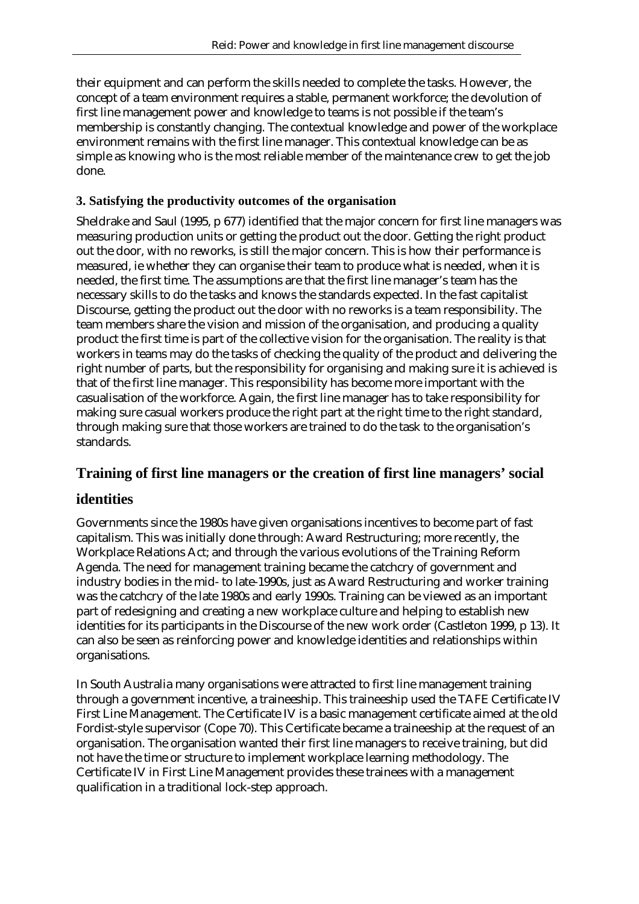their equipment and can perform the skills needed to complete the tasks. However, the concept of a team environment requires a stable, permanent workforce; the devolution of first line management power and knowledge to teams is not possible if the team's membership is constantly changing. The contextual knowledge and power of the workplace environment remains with the first line manager. This contextual knowledge can be as simple as knowing who is the most reliable member of the maintenance crew to get the job done.

### 3. Satisfying the productivity outcomes of the organisation

Sheldrake and Saul (1995, p 677) identified that the major concern for first line managers was measuring production units or getting the product out the door. Getting the right product out the door, with no reworks, is still the major concern. This is how their performance is measured, ie whether they can organise their team to produce what is needed, when it is needed, the first time. The assumptions are that the first line manager's team has the necessary skills to do the tasks and knows the standards expected. In the fast capitalist Discourse, getting the product out the door with no reworks is a team responsibility. The team members share the vision and mission of the organisation, and producing a quality product the first time is part of the collective vision for the organisation. The reality is that workers in teams may do the tasks of checking the quality of the product and delivering the right number of parts, but the responsibility for organising and making sure it is achieved is that of the first line manager. This responsibility has become more important with the casualisation of the workforce. Again, the first line manager has to take responsibility for making sure casual workers produce the right part at the right time to the right standard, through making sure that those workers are trained to do the task to the organisation's standards.

## Training of first line managers or the creation of first line managers' social identities

Governments since the 1980s have given organisations incentives to become part of fast capitalism. This was initially done through: Award Restructuring; more recently, the Workplace Relations Act; and through the various evolutions of the Training Reform Agenda. The need for management training became the catchcry of government and industry bodies in the mid- to late-1990s, just as Award Restructuring and worker training was the catchcry of the late 1980s and early 1990s. Training can be viewed as an important part of redesigning and creating a new workplace culture and helping to establish new identities for its participants in the Discourse of the new work order (Castleton 1999, p 13). It can also be seen as reinforcing power and knowledge identities and relationships within organisations.

In South Australia many organisations were attracted to first line management training through a government incentive, a traineeship. This traineeship used the TAFE Certificate IV First Line Management. The Certificate IV is a basic management certificate aimed at the old Fordist-style supervisor (Cope 70). This Certificate became a traineeship at the request of an organisation. The organisation wanted their first line managers to receive training, but did not have the time or structure to implement workplace learning methodology. The Certificate IV in First Line Management provides these trainees with a management qualification in a traditional lock-step approach.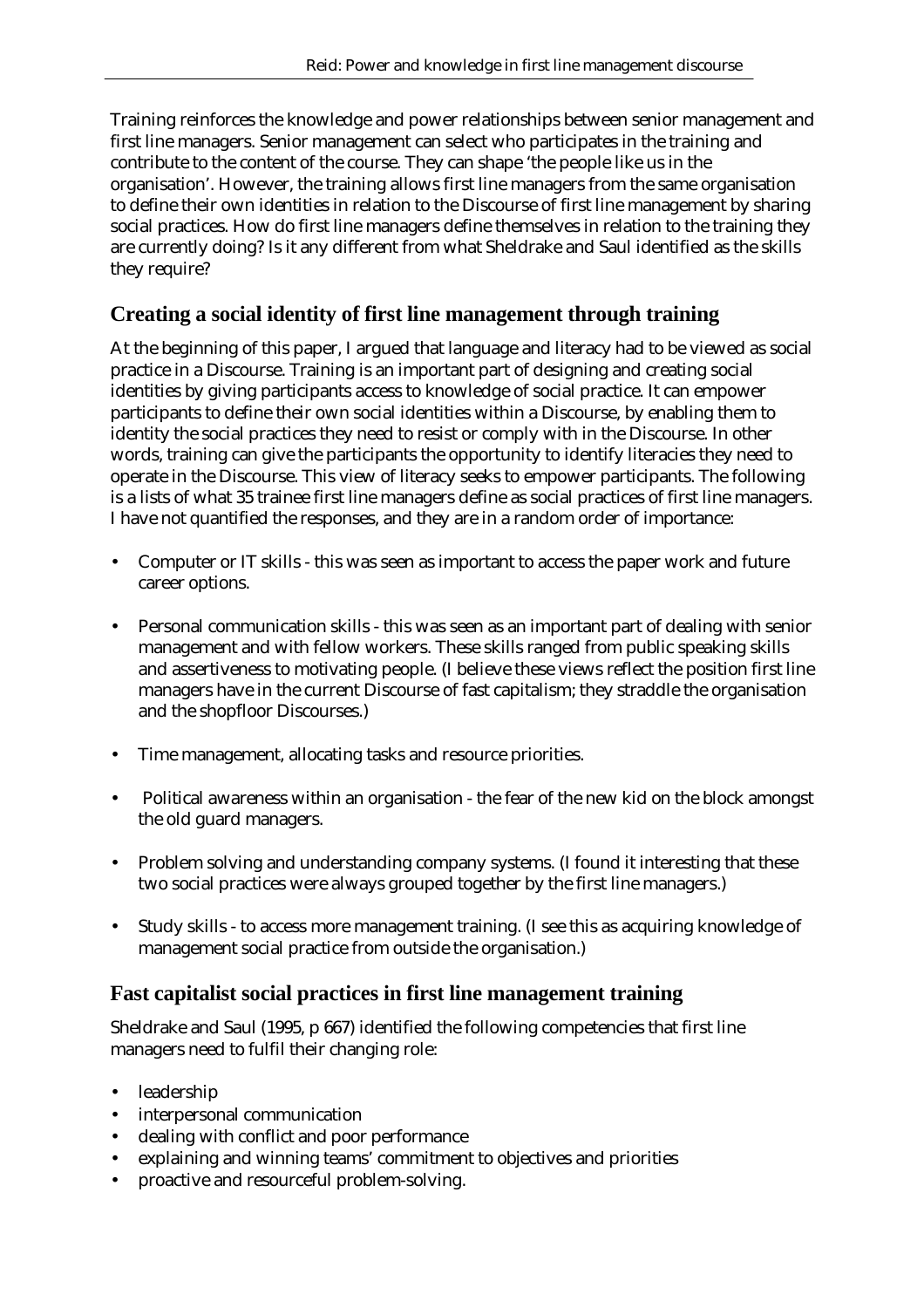Training reinforces the knowledge and power relationships between senior management and first line managers. Senior management can select who participates in the training and contribute to the content of the course. They can shape 'the people like us in the organisation'. However, the training allows first line managers from the same organisation to define their own identities in relation to the Discourse of first line management by sharing social practices. How do first line managers define themselves in relation to the training they are currently doing? Is it any different from what Sheldrake and Saul identified as the skills they require?

## Creating a social identity of first line management through training

At the beginning of this paper, I argued that language and literacy had to be viewed as social practice in a Discourse. Training is an important part of designing and creating social identities by giving participants access to knowledge of social practice. It can empower participants to define their own social identities within a Discourse, by enabling them to identity the social practices they need to resist or comply with in the Discourse. In other words, training can give the participants the opportunity to identify literacies they need to operate in the Discourse. This view of literacy seeks to empower participants. The following is a lists of what 35 trainee first line managers define as social practices of first line managers. I have not quantified the responses, and they are in a random order of importance:

- Computer or IT skills - this was seen as important to access the paper work and future career options.
- Personal communication skills - this was seen as an important part of dealing with senior management and with fellow workers. These skills ranged from public speaking skills and assertiveness to motivating people. (I believe these views reflect the position first line managers have in the current Discourse of fast capitalism; they straddle the organisation and the shopfloor Discourses.)
- Time management, allocating tasks and resource priorities.
- Political awareness within an organisation - the fear of the new kid on the block amongst the old guard managers.
- Problem solving and understanding company systems. (I found it interesting that these two social practices were always grouped together by the first line managers.)
- Study skills - to access more management training. (I see this as acquiring knowledge of management social practice from outside the organisation.)

## Fast capitalist social practices in first line management training

Sheldrake and Saul (1995, p 667) identified the following competencies that first line managers need to fulfil their changing role:

- leadership
- interpersonal communication
- dealing with conflict and poor performance
- explaining and winning teams' commitment to objectives and priorities
- proactive and resourceful problem-solving.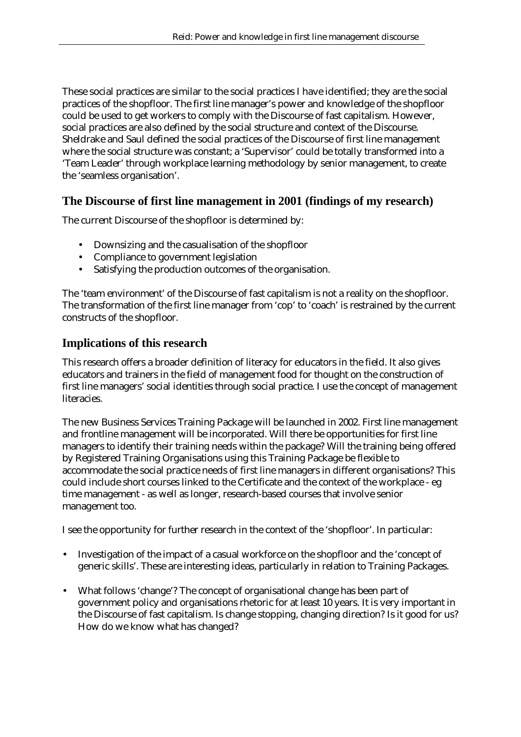These social practices are similar to the social practices I have identified; they are the social practices of the shopfloor. The first line manager's power and knowledge of the shopfloor could be used to get workers to comply with the Discourse of fast capitalism. However, social practices are also defined by the social structure and context of the Discourse. Sheldrake and Saul defined the social practices of the Discourse of first line management where the social structure was constant; a 'Supervisor' could be totally transformed into a 'Team Leader' through workplace learning methodology by senior management, to create the 'seamless organisation'.

## The Discourse of first line management in 2001 (findings of my research)

The current Discourse of the shopfloor is determined by:

- Downsizing and the casualisation of the shopfloor
- Compliance to government legislation
- Satisfying the production outcomes of the organisation.

The 'team environment' of the Discourse of fast capitalism is not a reality on the shopfloor. The transformation of the first line manager from 'cop' to 'coach' is restrained by the current constructs of the shopfloor.

## Implications of this research

This research offers a broader definition of literacy for educators in the field. It also gives educators and trainers in the field of management food for thought on the construction of first line managers' social identities through social practice. I use the concept of management literacies.

The new Business Services Training Package will be launched in 2002. First line management and frontline management will be incorporated. Will there be opportunities for first line managers to identify their training needs within the package? Will the training being offered by Registered Training Organisations using this Training Package be flexible to accommodate the social practice needs of first line managers in different organisations? This could include short courses linked to the Certificate and the context of the workplace - eg time management - as well as longer, research-based courses that involve senior management too.

I see the opportunity for further research in the context of the 'shopfloor'. In particular:

- Investigation of the impact of a casual workforce on the shopfloor and the 'concept of generic skills'. These are interesting ideas, particularly in relation to Training Packages.
- What follows 'change'? The concept of organisational change has been part of government policy and organisations rhetoric for at least 10 years. It is very important in the Discourse of fast capitalism. Is change stopping, changing direction? Is it good for us? How do we know what has changed?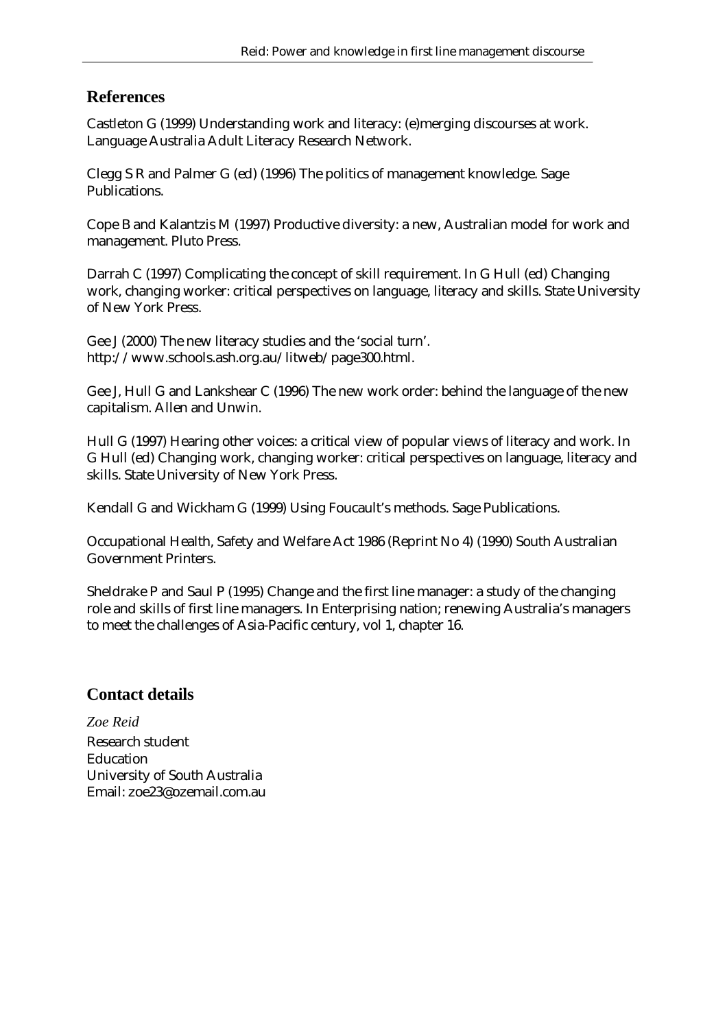## References

Castleton G (1999) Understanding work and literacy: (e)merging discourses at work. Language Australia Adult Literacy Research Network.

Clegg S R and Palmer G (ed) (1996) The politics of management knowledge. Sage Publications.

Cope B and Kalantzis M (1997) Productive diversity: a new, Australian model for work and management. Pluto Press.

Darrah C (1997) Complicating the concept of skill requirement. In G Hull (ed) Changing work, changing worker: critical perspectives on language, literacy and skills. State University of New York Press.

Gee J (2000) The new literacy studies and the 'social turn'. http://www.schools.ash.org.au/litweb/page300.html.

Gee J, Hull G and Lankshear C (1996) The new work order: behind the language of the new capitalism. Allen and Unwin.

Hull G (1997) Hearing other voices: a critical view of popular views of literacy and work. In G Hull (ed) Changing work, changing worker: critical perspectives on language, literacy and skills. State University of New York Press.

Kendall G and Wickham G (1999) Using Foucault's methods. Sage Publications.

Occupational Health, Safety and Welfare Act 1986 (Reprint No 4) (1990) South Australian Government Printers.

Sheldrake P and Saul P (1995) Change and the first line manager: a study of the changing role and skills of first line managers. In Enterprising nation; renewing Australia's managers to meet the challenges of Asia-Pacific century, vol 1, chapter 16.

## Contact details

*Zoe Reid*
Research student
Education
University of South Australia
Email: zoe23@ozemail.com.au